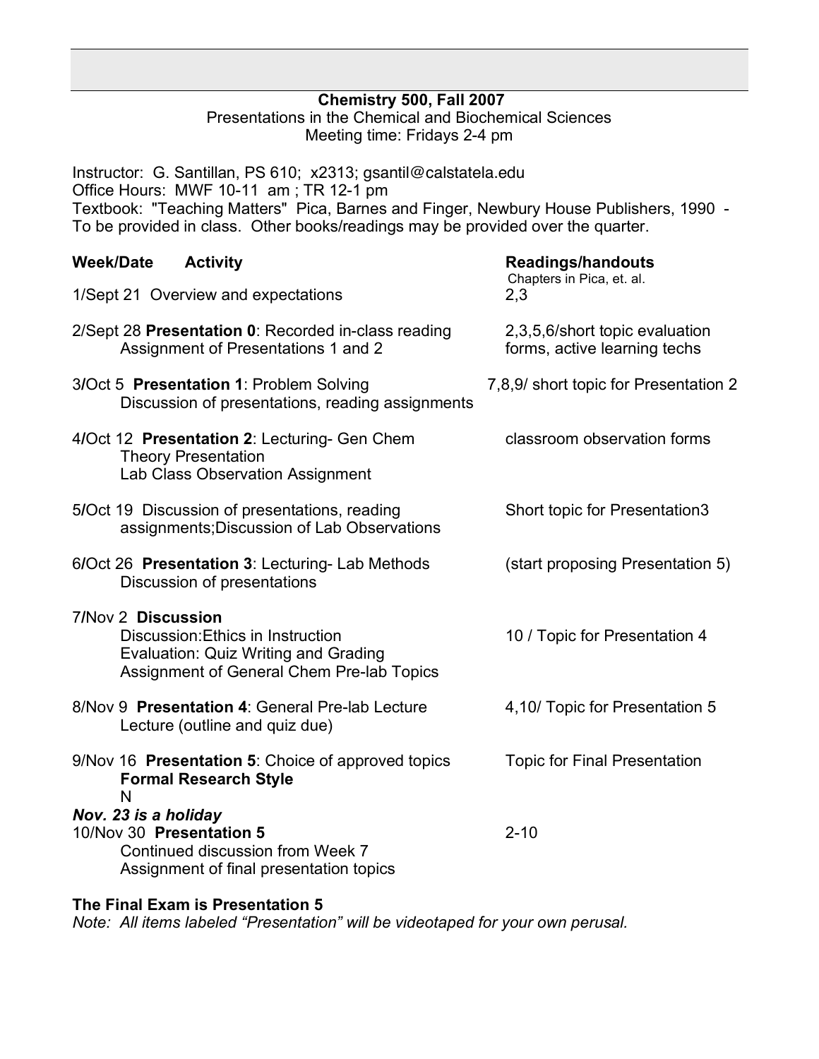# Chemistry 500, Fall 2007

Presentations in the Chemical and Biochemical Sciences

Meeting time: Fridays 2-4 pm

Instructor: G. Santillan, PS 610; x2313; gsantil@calstatela.edu
Office Hours: MWF 10-11 am ; TR 12-1 pm
Textbook: "Teaching Matters" Pica, Barnes and Finger, Newbury House Publishers, 1990 - To be provided in class. Other books/readings may be provided over the quarter.

| **Week/Date** | **Activity** | **Readings/handouts** Chapters in Pica, et. al. |
|---|---|---|
| 1/Sept 21 | Overview and expectations | 2,3 |
| 2/Sept 28 | **Presentation 0**: Recorded in-class reading<br>Assignment of Presentations 1 and 2 | 2,3,5,6/short topic evaluation forms, active learning techs |
| 3/Oct 5 | **Presentation 1**: Problem Solving<br>Discussion of presentations, reading assignments | 7,8,9/ short topic for Presentation 2 |
| 4/Oct 12 | **Presentation 2**: Lecturing- Gen Chem Theory Presentation<br>Lab Class Observation Assignment | classroom observation forms |
| 5/Oct 19 | Discussion of presentations, reading assignments;Discussion of Lab Observations | Short topic for Presentation3 |
| 6/Oct 26 | **Presentation 3**: Lecturing- Lab Methods<br>Discussion of presentations | (start proposing Presentation 5) |
| 7/Nov 2 | **Discussion**<br>Discussion:Ethics in Instruction<br>Evaluation: Quiz Writing and Grading<br>Assignment of General Chem Pre-lab Topics | 10 / Topic for Presentation 4 |
| 8/Nov 9 | **Presentation 4**: General Pre-lab Lecture<br>Lecture (outline and quiz due) | 4,10/ Topic for Presentation 5 |
| 9/Nov 16 | **Presentation 5**: Choice of approved topics<br>**Formal Research Style**<br>N | Topic for Final Presentation |
| ***Nov. 23 is a holiday*** | | |
| 10/Nov 30 | **Presentation 5**<br>Continued discussion from Week 7<br>Assignment of final presentation topics | 2-10 |

**The Final Exam is Presentation 5**

*Note: All items labeled "Presentation" will be videotaped for your own perusal.*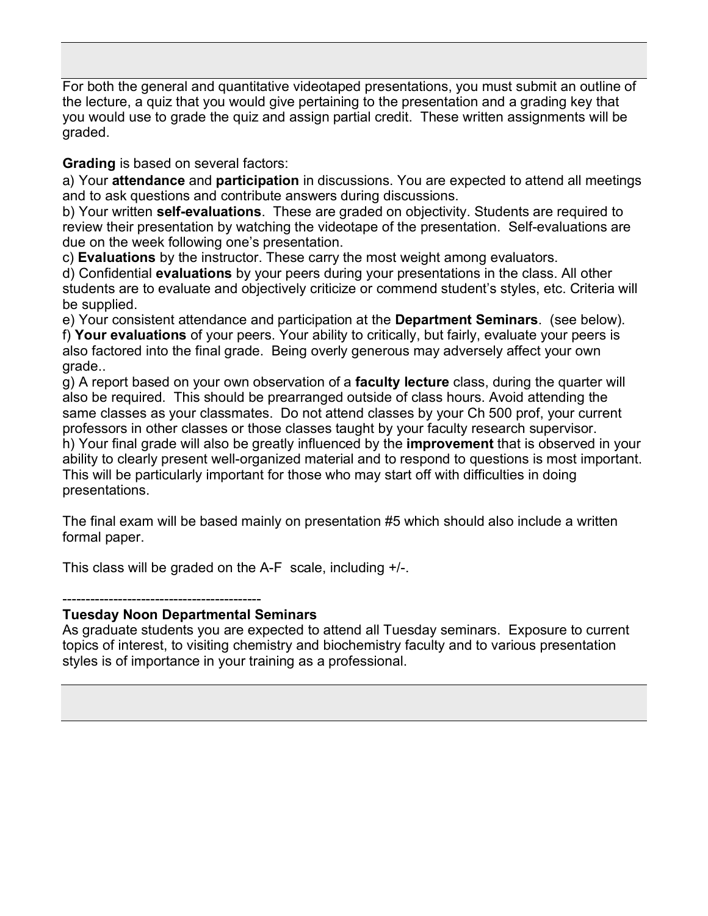For both the general and quantitative videotaped presentations, you must submit an outline of the lecture, a quiz that you would give pertaining to the presentation and a grading key that you would use to grade the quiz and assign partial credit. These written assignments will be graded.

**Grading** is based on several factors:

a) Your **attendance** and **participation** in discussions. You are expected to attend all meetings and to ask questions and contribute answers during discussions.

b) Your written **self-evaluations**. These are graded on objectivity. Students are required to review their presentation by watching the videotape of the presentation. Self-evaluations are due on the week following one's presentation.

c) **Evaluations** by the instructor. These carry the most weight among evaluators.

d) Confidential **evaluations** by your peers during your presentations in the class. All other students are to evaluate and objectively criticize or commend student's styles, etc. Criteria will be supplied.

e) Your consistent attendance and participation at the **Department Seminars**. (see below).

f) **Your evaluations** of your peers. Your ability to critically, but fairly, evaluate your peers is also factored into the final grade. Being overly generous may adversely affect your own grade..

g) A report based on your own observation of a **faculty lecture** class, during the quarter will also be required. This should be prearranged outside of class hours. Avoid attending the same classes as your classmates. Do not attend classes by your Ch 500 prof, your current professors in other classes or those classes taught by your faculty research supervisor.

h) Your final grade will also be greatly influenced by the **improvement** that is observed in your ability to clearly present well-organized material and to respond to questions is most important. This will be particularly important for those who may start off with difficulties in doing presentations.

The final exam will be based mainly on presentation #5 which should also include a written formal paper.

This class will be graded on the A-F scale, including +/-.

-------------------------------------------

**Tuesday Noon Departmental Seminars**

As graduate students you are expected to attend all Tuesday seminars. Exposure to current topics of interest, to visiting chemistry and biochemistry faculty and to various presentation styles is of importance in your training as a professional.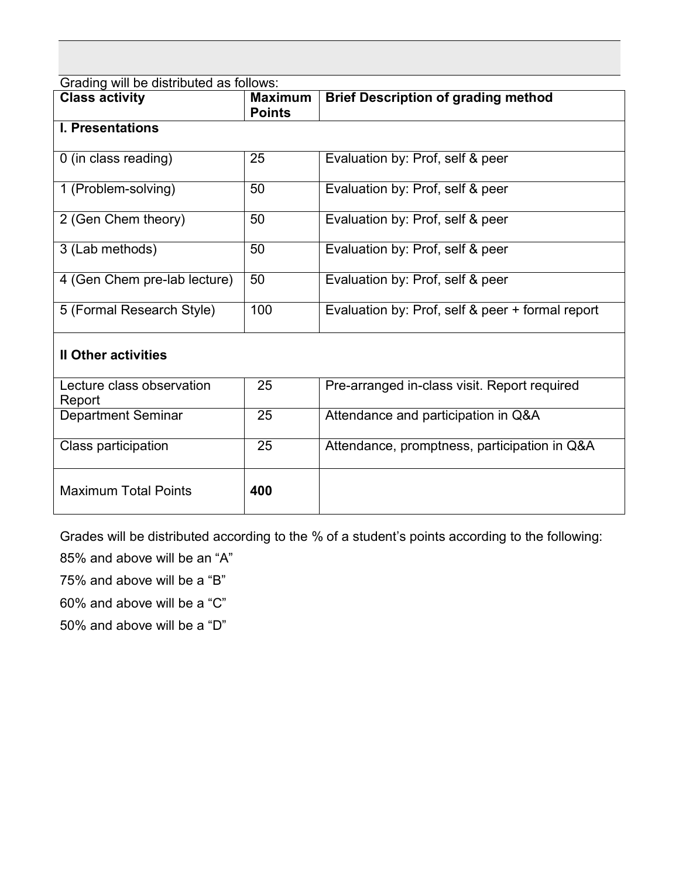Grading will be distributed as follows:

| Class activity | Maximum Points | Brief Description of grading method |
|---|---|---|
| **I. Presentations** | | |
| 0 (in class reading) | 25 | Evaluation by: Prof, self & peer |
| 1 (Problem-solving) | 50 | Evaluation by: Prof, self & peer |
| 2 (Gen Chem theory) | 50 | Evaluation by: Prof, self & peer |
| 3 (Lab methods) | 50 | Evaluation by: Prof, self & peer |
| 4 (Gen Chem pre-lab lecture) | 50 | Evaluation by: Prof, self & peer |
| 5 (Formal Research Style) | 100 | Evaluation by: Prof, self & peer + formal report |
| **II Other activities** | | |
| Lecture class observation Report | 25 | Pre-arranged in-class visit. Report required |
| Department Seminar | 25 | Attendance and participation in Q&A |
| Class participation | 25 | Attendance, promptness, participation in Q&A |
| Maximum Total Points | **400** | |

Grades will be distributed according to the % of a student's points according to the following:

85% and above will be an "A"

75% and above will be a "B"

60% and above will be a "C"

50% and above will be a "D"